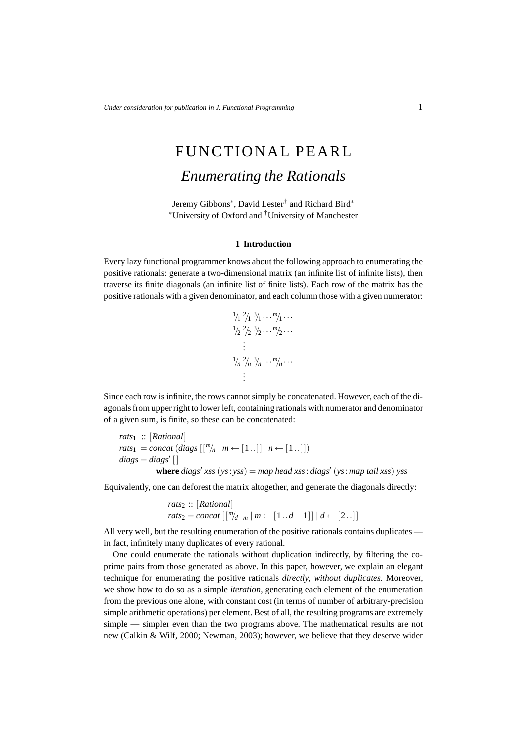# FUNCTIONAL PEARL

## *Enumerating the Rationals*

Jeremy Gibbons[*], David Lester[†] and Richard Bird[*]
[*]University of Oxford and [†]University of Manchester

### 1 Introduction

Every lazy functional programmer knows about the following approach to enumerating the positive rationals: generate a two-dimensional matrix (an infinite list of infinite lists), then traverse its finite diagonals (an infinite list of finite lists). Each row of the matrix has the positive rationals with a given denominator, and each column those with a given numerator:

$$
\begin{array}{l}
{}^{1}\!/_{1}\ {}^{2}\!/_{1}\ {}^{3}\!/_{1} \cdots {}^{m}\!/_{1} \cdots \\
{}^{1}\!/_{2}\ {}^{2}\!/_{2}\ {}^{3}\!/_{2} \cdots {}^{m}\!/_{2} \cdots \\
\quad \vdots \\
{}^{1}\!/_{n}\ {}^{2}\!/_{n}\ {}^{3}\!/_{n} \cdots {}^{m}\!/_{n} \cdots \\
\quad \vdots
\end{array}
$$

Since each row is infinite, the rows cannot simply be concatenated. However, each of the diagonals from upper right to lower left, containing rationals with numerator and denominator of a given sum, is finite, so these can be concatenated:

$$
\begin{array}{l}
rats_1 :: [Rational] \\
rats_1 = concat\ (diags\ [[{}^{m}\!/_{n} \mid m \leftarrow [1\,..]] \mid n \leftarrow [1\,..]]) \\
diags = diags'\ [\,] \\
\qquad\qquad \textbf{where}\ diags'\ xss\ (ys : yss) = map\ head\ xss : diags'\ (ys : map\ tail\ xss)\ yss
\end{array}
$$

Equivalently, one can deforest the matrix altogether, and generate the diagonals directly:

$$
\begin{array}{l}
rats_2 :: [Rational] \\
rats_2 = concat\ [[{}^{m}\!/_{d-m} \mid m \leftarrow [1\,..\,d-1]] \mid d \leftarrow [2\,..]]
\end{array}
$$

All very well, but the resulting enumeration of the positive rationals contains duplicates — in fact, infinitely many duplicates of every rational.

One could enumerate the rationals without duplication indirectly, by filtering the co-prime pairs from those generated as above. In this paper, however, we explain an elegant technique for enumerating the positive rationals *directly, without duplicates*. Moreover, we show how to do so as a simple *iteration*, generating each element of the enumeration from the previous one alone, with constant cost (in terms of number of arbitrary-precision simple arithmetic operations) per element. Best of all, the resulting programs are extremely simple — simpler even than the two programs above. The mathematical results are not new (Calkin & Wilf, 2000; Newman, 2003); however, we believe that they deserve wider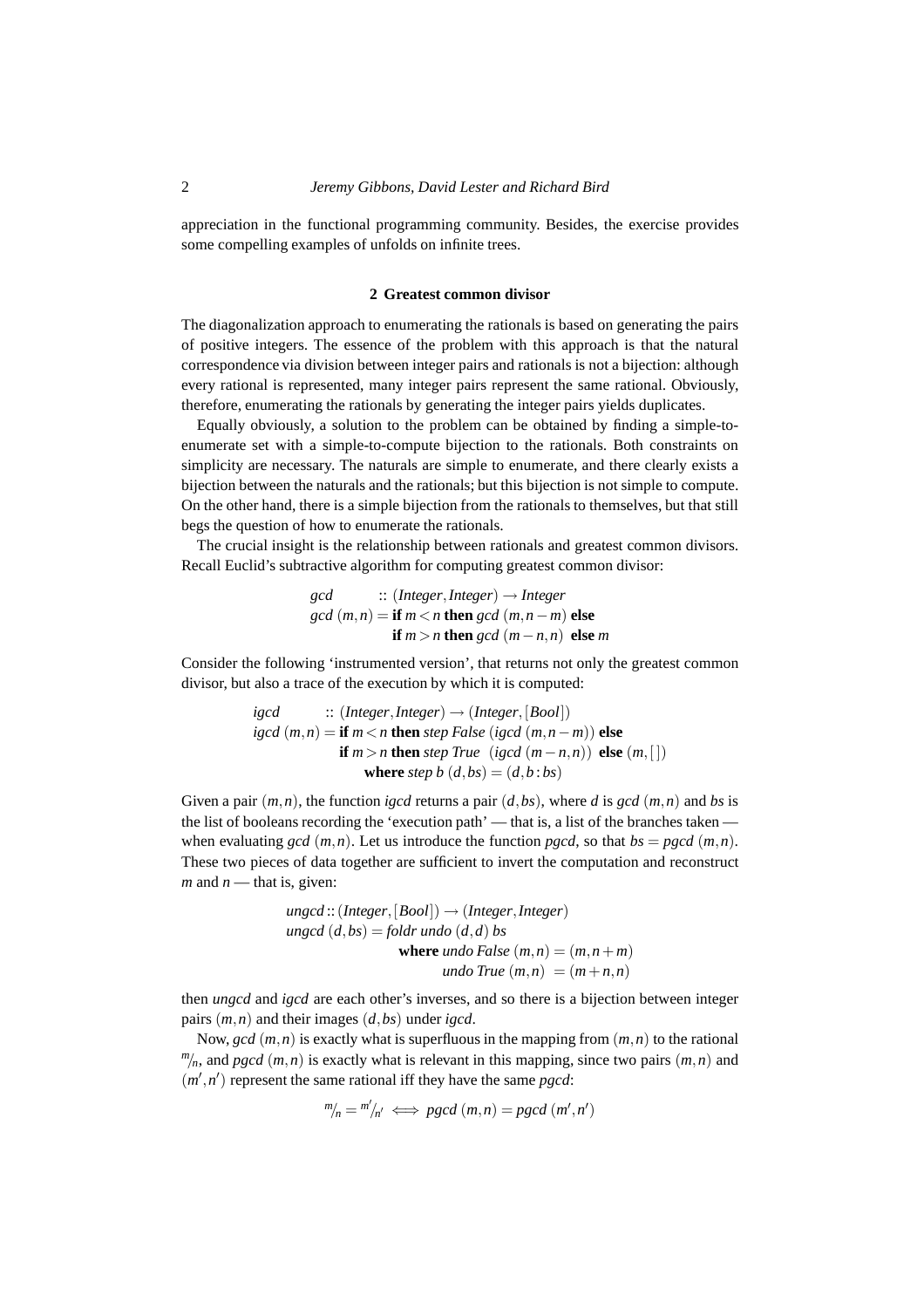appreciation in the functional programming community. Besides, the exercise provides some compelling examples of unfolds on infinite trees.

## 2 Greatest common divisor

The diagonalization approach to enumerating the rationals is based on generating the pairs of positive integers. The essence of the problem with this approach is that the natural correspondence via division between integer pairs and rationals is not a bijection: although every rational is represented, many integer pairs represent the same rational. Obviously, therefore, enumerating the rationals by generating the integer pairs yields duplicates.

Equally obviously, a solution to the problem can be obtained by finding a simple-to-enumerate set with a simple-to-compute bijection to the rationals. Both constraints on simplicity are necessary. The naturals are simple to enumerate, and there clearly exists a bijection between the naturals and the rationals; but this bijection is not simple to compute. On the other hand, there is a simple bijection from the rationals to themselves, but that still begs the question of how to enumerate the rationals.

The crucial insight is the relationship between rationals and greatest common divisors. Recall Euclid's subtractive algorithm for computing greatest common divisor:

```
gcd       :: (Integer, Integer) → Integer
gcd (m,n) = if m < n then gcd (m, n − m) else
            if m > n then gcd (m − n, n)  else m
```

Consider the following 'instrumented version', that returns not only the greatest common divisor, but also a trace of the execution by which it is computed:

```
igcd       :: (Integer, Integer) → (Integer, [Bool])
igcd (m,n) = if m < n then step False (igcd (m, n − m)) else
             if m > n then step True  (igcd (m − n, n))  else (m, [ ])
               where step b (d, bs) = (d, b : bs)
```

Given a pair $(m,n)$, the function *igcd* returns a pair $(d,bs)$, where $d$ is *gcd* $(m,n)$ and $bs$ is the list of booleans recording the 'execution path' — that is, a list of the branches taken — when evaluating *gcd* $(m,n)$. Let us introduce the function *pgcd*, so that $bs =$ *pgcd* $(m,n)$. These two pieces of data together are sufficient to invert the computation and reconstruct $m$ and $n$ — that is, given:

```
ungcd :: (Integer, [Bool]) → (Integer, Integer)
ungcd (d, bs) = foldr undo (d, d) bs
                  where undo False (m,n) = (m, n + m)
                        undo True (m,n)  = (m + n, n)
```

then *ungcd* and *igcd* are each other's inverses, and so there is a bijection between integer pairs $(m,n)$ and their images $(d,bs)$ under *igcd*.

Now, *gcd* $(m,n)$ is exactly what is superfluous in the mapping from $(m,n)$ to the rational $m/n$, and *pgcd* $(m,n)$ is exactly what is relevant in this mapping, since two pairs $(m,n)$ and $(m',n')$ represent the same rational iff they have the same *pgcd*:

$$m/n = m'/n' \iff pgcd\ (m,n) = pgcd\ (m',n')$$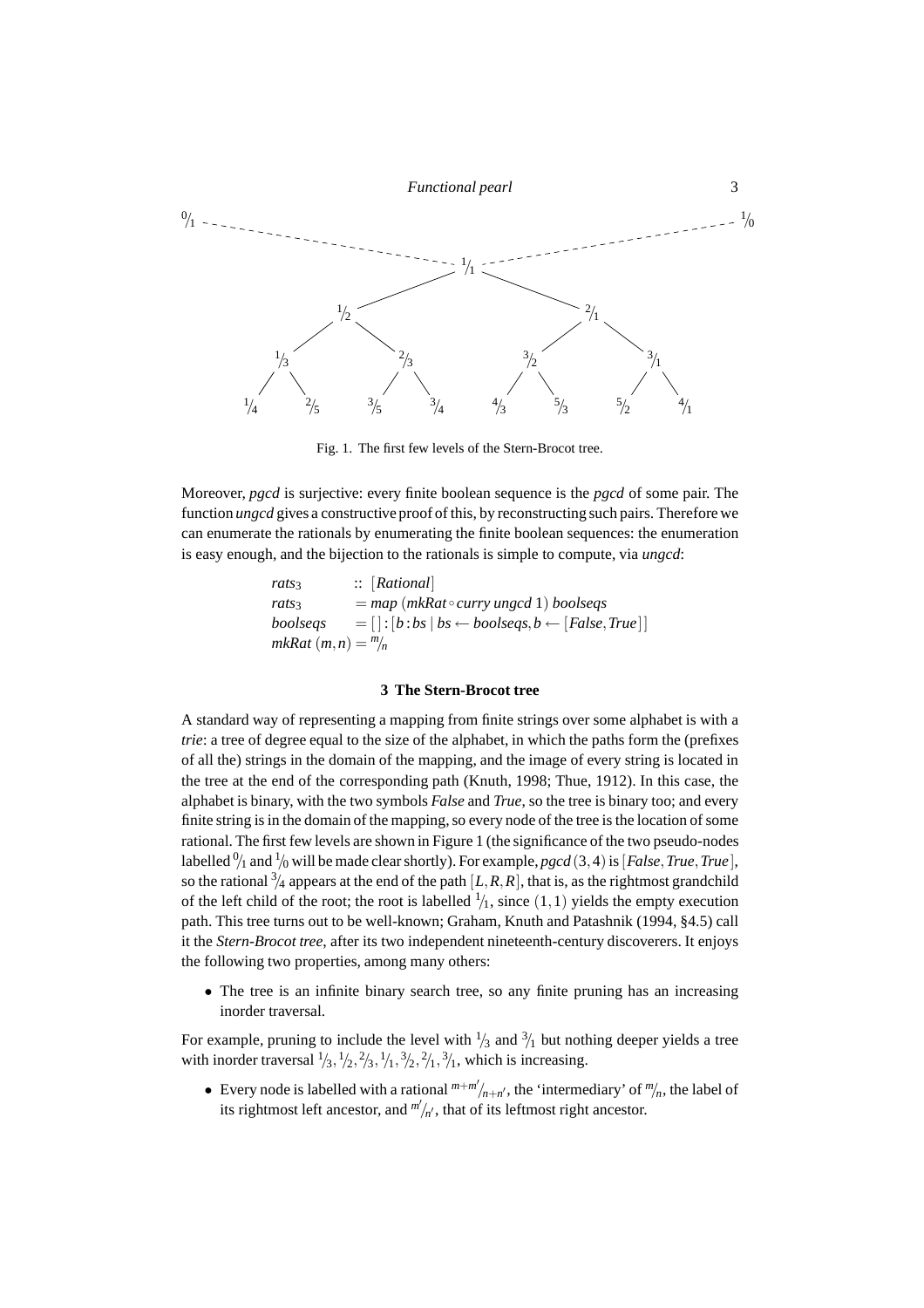Fig. 1. The first few levels of the Stern-Brocot tree.

Moreover, *pgcd* is surjective: every finite boolean sequence is the *pgcd* of some pair. The function *ungcd* gives a constructive proof of this, by reconstructing such pairs. Therefore we can enumerate the rationals by enumerating the finite boolean sequences: the enumeration is easy enough, and the bijection to the rationals is simple to compute, via *ungcd*:

$$
\begin{array}{ll}
\mathit{rats}_3 & :: [\mathit{Rational}] \\
\mathit{rats}_3 & = \mathit{map}\ (\mathit{mkRat} \circ \mathit{curry}\ \mathit{ungcd}\ 1)\ \mathit{boolseqs} \\
\mathit{boolseqs} & = [\,] : [b : bs \mid bs \leftarrow \mathit{boolseqs}, b \leftarrow [\mathit{False}, \mathit{True}]] \\
\mathit{mkRat}\ (m,n) = {}^{m}\!/_{n} &
\end{array}
$$

## 3 The Stern-Brocot tree

A standard way of representing a mapping from finite strings over some alphabet is with a *trie*: a tree of degree equal to the size of the alphabet, in which the paths form the (prefixes of all the) strings in the domain of the mapping, and the image of every string is located in the tree at the end of the corresponding path (Knuth, 1998; Thue, 1912). In this case, the alphabet is binary, with the two symbols *False* and *True*, so the tree is binary too; and every finite string is in the domain of the mapping, so every node of the tree is the location of some rational. The first few levels are shown in Figure 1 (the significance of the two pseudo-nodes labelled ${}^{0}\!/_{1}$ and ${}^{1}\!/_{0}$ will be made clear shortly). For example, *pgcd* $(3,4)$ is $[\mathit{False}, \mathit{True}, \mathit{True}]$, so the rational ${}^{3}\!/_{4}$ appears at the end of the path $[L, R, R]$, that is, as the rightmost grandchild of the left child of the root; the root is labelled ${}^{1}\!/_{1}$, since $(1,1)$ yields the empty execution path. This tree turns out to be well-known; Graham, Knuth and Patashnik (1994, §4.5) call it the *Stern-Brocot tree*, after its two independent nineteenth-century discoverers. It enjoys the following two properties, among many others:

- The tree is an infinite binary search tree, so any finite pruning has an increasing inorder traversal.

For example, pruning to include the level with ${}^{1}\!/_{3}$ and ${}^{3}\!/_{1}$ but nothing deeper yields a tree with inorder traversal ${}^{1}\!/_{3}, {}^{1}\!/_{2}, {}^{2}\!/_{3}, {}^{1}\!/_{1}, {}^{3}\!/_{2}, {}^{2}\!/_{1}, {}^{3}\!/_{1}$, which is increasing.

- Every node is labelled with a rational ${}^{m+m'}\!/_{n+n'}$, the 'intermediary' of ${}^{m}\!/_{n}$, the label of its rightmost left ancestor, and ${}^{m'}\!/_{n'}$, that of its leftmost right ancestor.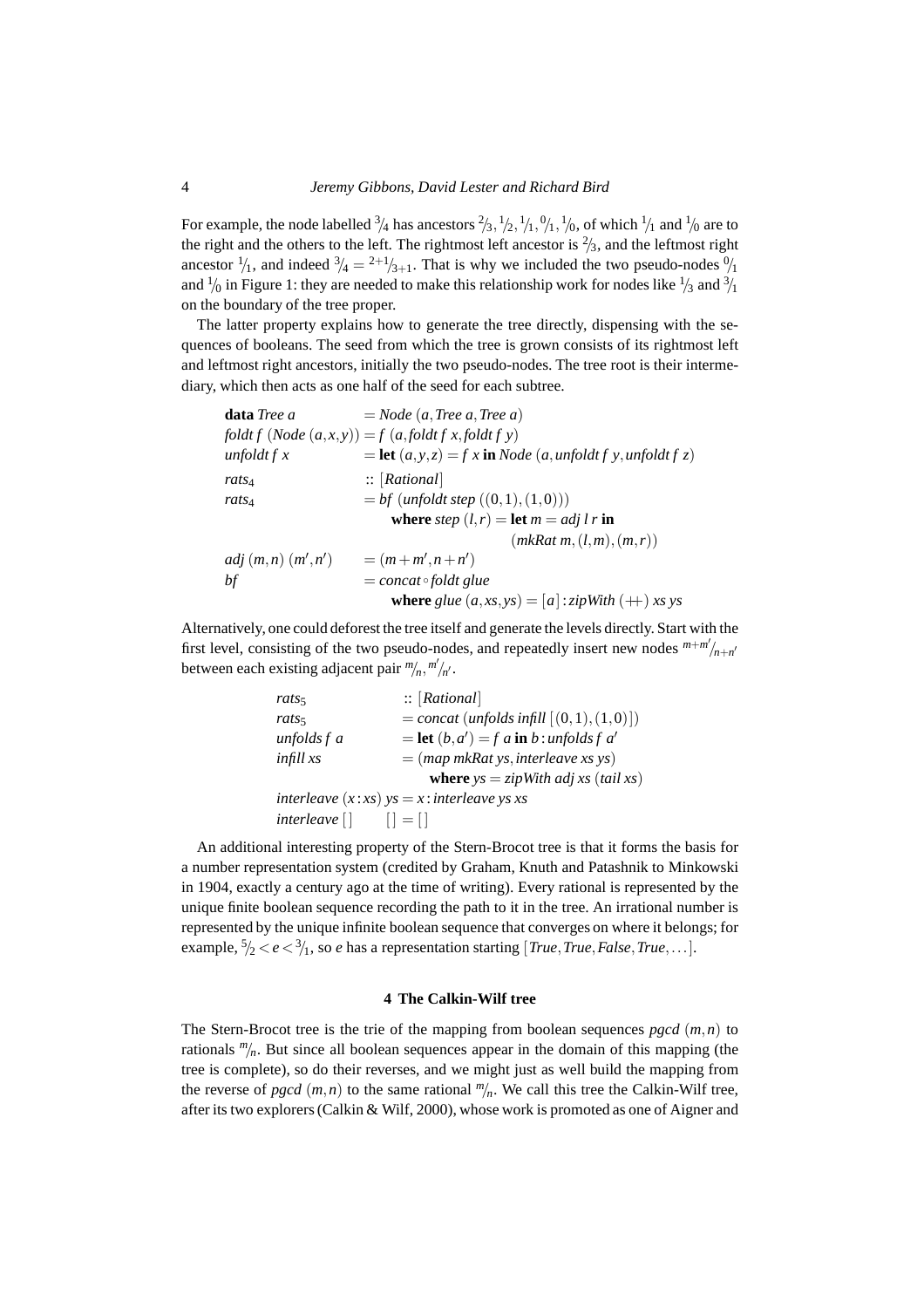For example, the node labelled $^3\!/_4$ has ancestors $^2\!/_3, ^1\!/_2, ^1\!/_1, ^0\!/_1, ^1\!/_0$, of which $^1\!/_1$ and $^1\!/_0$ are to the right and the others to the left. The rightmost left ancestor is $^2\!/_3$, and the leftmost right ancestor $^1\!/_1$, and indeed $^3\!/_4 = {}^{2+1}\!/_{3+1}$. That is why we included the two pseudo-nodes $^0\!/_1$ and $^1\!/_0$ in Figure 1: they are needed to make this relationship work for nodes like $^1\!/_3$ and $^3\!/_1$ on the boundary of the tree proper.

The latter property explains how to generate the tree directly, dispensing with the sequences of booleans. The seed from which the tree is grown consists of its rightmost left and leftmost right ancestors, initially the two pseudo-nodes. The tree root is their intermediary, which then acts as one half of the seed for each subtree.

```
data Tree a            = Node (a, Tree a, Tree a)
foldt f (Node (a,x,y)) = f (a, foldt f x, foldt f y)
unfoldt f x            = let (a,y,z) = f x in Node (a, unfoldt f y, unfoldt f z)
rats4                  :: [Rational]
rats4                  = bf (unfoldt step ((0,1),(1,0)))
                           where step (l,r) = let m = adj l r in
                                                (mkRat m, (l,m), (m,r))
adj (m,n) (m',n')      = (m+m', n+n')
bf                     = concat ∘ foldt glue
                           where glue (a,xs,ys) = [a] : zipWith (++) xs ys
```

Alternatively, one could deforest the tree itself and generate the levels directly. Start with the first level, consisting of the two pseudo-nodes, and repeatedly insert new nodes $^{m+m'}\!/_{n+n'}$ between each existing adjacent pair $^m\!/_n, ^{m'}\!/_{n'}$.

```
rats5                  :: [Rational]
rats5                  = concat (unfolds infill [(0,1),(1,0)])
unfolds f a            = let (b,a') = f a in b : unfolds f a'
infill xs              = (map mkRat ys, interleave xs ys)
                           where ys = zipWith adj xs (tail xs)
interleave (x:xs) ys   = x : interleave ys xs
interleave [] []       = []
```

An additional interesting property of the Stern-Brocot tree is that it forms the basis for a number representation system (credited by Graham, Knuth and Patashnik to Minkowski in 1904, exactly a century ago at the time of writing). Every rational is represented by the unique finite boolean sequence recording the path to it in the tree. An irrational number is represented by the unique infinite boolean sequence that converges on where it belongs; for example, $^5\!/_2 < e < {}^3\!/_1$, so $e$ has a representation starting $[True, True, False, True, \ldots]$.

## 4 The Calkin-Wilf tree

The Stern-Brocot tree is the trie of the mapping from boolean sequences *pgcd* $(m,n)$ to rationals $^m\!/_n$. But since all boolean sequences appear in the domain of this mapping (the tree is complete), so do their reverses, and we might just as well build the mapping from the reverse of *pgcd* $(m,n)$ to the same rational $^m\!/_n$. We call this tree the Calkin-Wilf tree, after its two explorers (Calkin & Wilf, 2000), whose work is promoted as one of Aigner and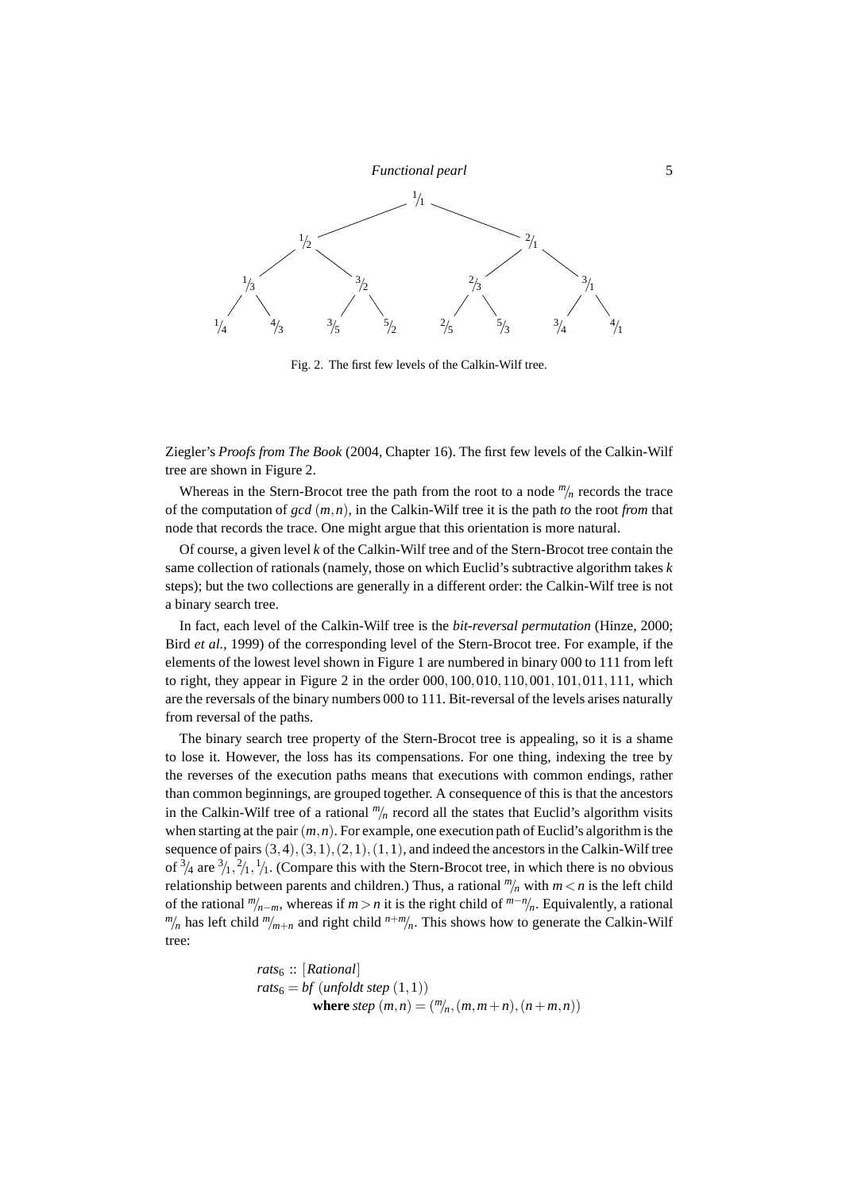Fig. 2. The first few levels of the Calkin-Wilf tree.

Ziegler's *Proofs from The Book* (2004, Chapter 16). The first few levels of the Calkin-Wilf tree are shown in Figure 2.

Whereas in the Stern-Brocot tree the path from the root to a node $m/n$ records the trace of the computation of *gcd* $(m,n)$, in the Calkin-Wilf tree it is the path *to* the root *from* that node that records the trace. One might argue that this orientation is more natural.

Of course, a given level $k$ of the Calkin-Wilf tree and of the Stern-Brocot tree contain the same collection of rationals (namely, those on which Euclid's subtractive algorithm takes $k$ steps); but the two collections are generally in a different order: the Calkin-Wilf tree is not a binary search tree.

In fact, each level of the Calkin-Wilf tree is the *bit-reversal permutation* (Hinze, 2000; Bird *et al.*, 1999) of the corresponding level of the Stern-Brocot tree. For example, if the elements of the lowest level shown in Figure 1 are numbered in binary 000 to 111 from left to right, they appear in Figure 2 in the order 000, 100, 010, 110, 001, 101, 011, 111, which are the reversals of the binary numbers 000 to 111. Bit-reversal of the levels arises naturally from reversal of the paths.

The binary search tree property of the Stern-Brocot tree is appealing, so it is a shame to lose it. However, the loss has its compensations. For one thing, indexing the tree by the reverses of the execution paths means that executions with common endings, rather than common beginnings, are grouped together. A consequence of this is that the ancestors in the Calkin-Wilf tree of a rational $m/n$ record all the states that Euclid's algorithm visits when starting at the pair $(m,n)$. For example, one execution path of Euclid's algorithm is the sequence of pairs $(3,4),(3,1),(2,1),(1,1)$, and indeed the ancestors in the Calkin-Wilf tree of $3/4$ are $3/1, 2/1, 1/1$. (Compare this with the Stern-Brocot tree, in which there is no obvious relationship between parents and children.) Thus, a rational $m/n$ with $m < n$ is the left child of the rational $m/(n-m)$, whereas if $m > n$ it is the right child of $(m-n)/n$. Equivalently, a rational $m/n$ has left child $m/(m+n)$ and right child $(n+m)/n$. This shows how to generate the Calkin-Wilf tree:

```
rats6 :: [Rational]
rats6 = bf (unfoldt step (1,1))
        where step (m,n) = (m/n, (m,m+n), (n+m,n))
```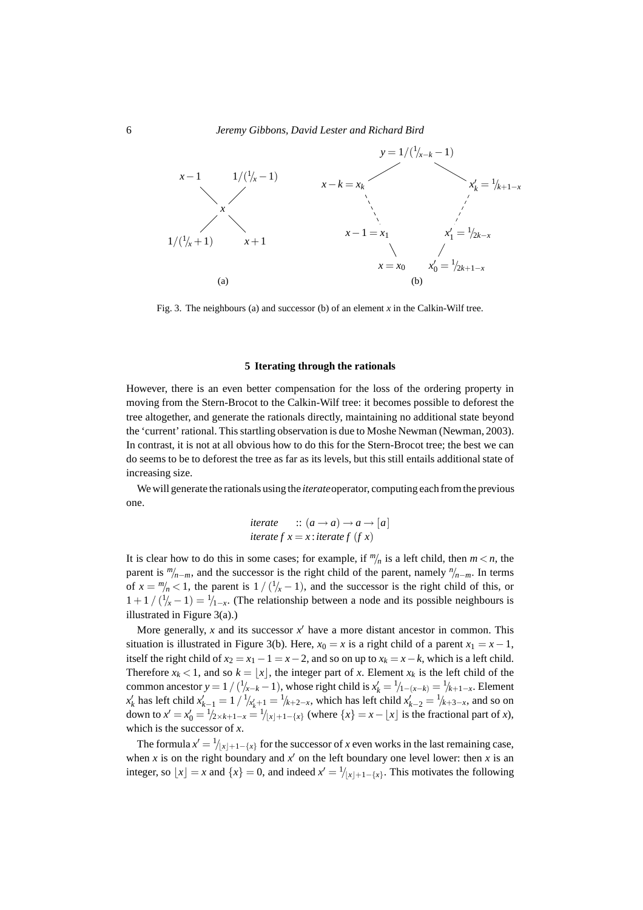Fig. 3. The neighbours (a) and successor (b) of an element $x$ in the Calkin-Wilf tree.

## 5 Iterating through the rationals

However, there is an even better compensation for the loss of the ordering property in moving from the Stern-Brocot to the Calkin-Wilf tree: it becomes possible to deforest the tree altogether, and generate the rationals directly, maintaining no additional state beyond the 'current' rational. This startling observation is due to Moshe Newman (Newman, 2003). In contrast, it is not at all obvious how to do this for the Stern-Brocot tree; the best we can do seems to be to deforest the tree as far as its levels, but this still entails additional state of increasing size.

We will generate the rationals using the *iterate* operator, computing each from the previous one.

```
iterate     :: (a → a) → a → [a]
iterate f x = x : iterate f (f x)
```

It is clear how to do this in some cases; for example, if $m/n$ is a left child, then $m < n$, the parent is $m/{n-m}$, and the successor is the right child of the parent, namely $n/{n-m}$. In terms of $x = m/n < 1$, the parent is $1 / (1/x - 1)$, and the successor is the right child of this, or $1 + 1 / (1/x - 1) = 1/{1-x}$. (The relationship between a node and its possible neighbours is illustrated in Figure 3(a).)

More generally, $x$ and its successor $x'$ have a more distant ancestor in common. This situation is illustrated in Figure 3(b). Here, $x_0 = x$ is a right child of a parent $x_1 = x - 1$, itself the right child of $x_2 = x_1 - 1 = x - 2$, and so on up to $x_k = x - k$, which is a left child. Therefore $x_k < 1$, and so $k = \lfloor x \rfloor$, the integer part of $x$. Element $x_k$ is the left child of the common ancestor $y = 1 / (1/{x-k} - 1)$, whose right child is $x'_k = 1/{1-(x-k)} = 1/{k+1-x}$. Element $x'_k$ has left child $x'_{k-1} = 1 / 1/{x'_k+1} = 1/{k+2-x}$, which has left child $x'_{k-2} = 1/{k+3-x}$, and so on down to $x' = x'_0 = 1/{2 \times k+1-x} = 1/{\lfloor x \rfloor+1-\{x\}}$ (where $\{x\} = x - \lfloor x \rfloor$ is the fractional part of $x$), which is the successor of $x$.

The formula $x' = 1/{\lfloor x \rfloor+1-\{x\}}$ for the successor of $x$ even works in the last remaining case, when $x$ is on the right boundary and $x'$ on the left boundary one level lower: then $x$ is an integer, so $\lfloor x \rfloor = x$ and $\{x\} = 0$, and indeed $x' = 1/{\lfloor x \rfloor+1-\{x\}}$. This motivates the following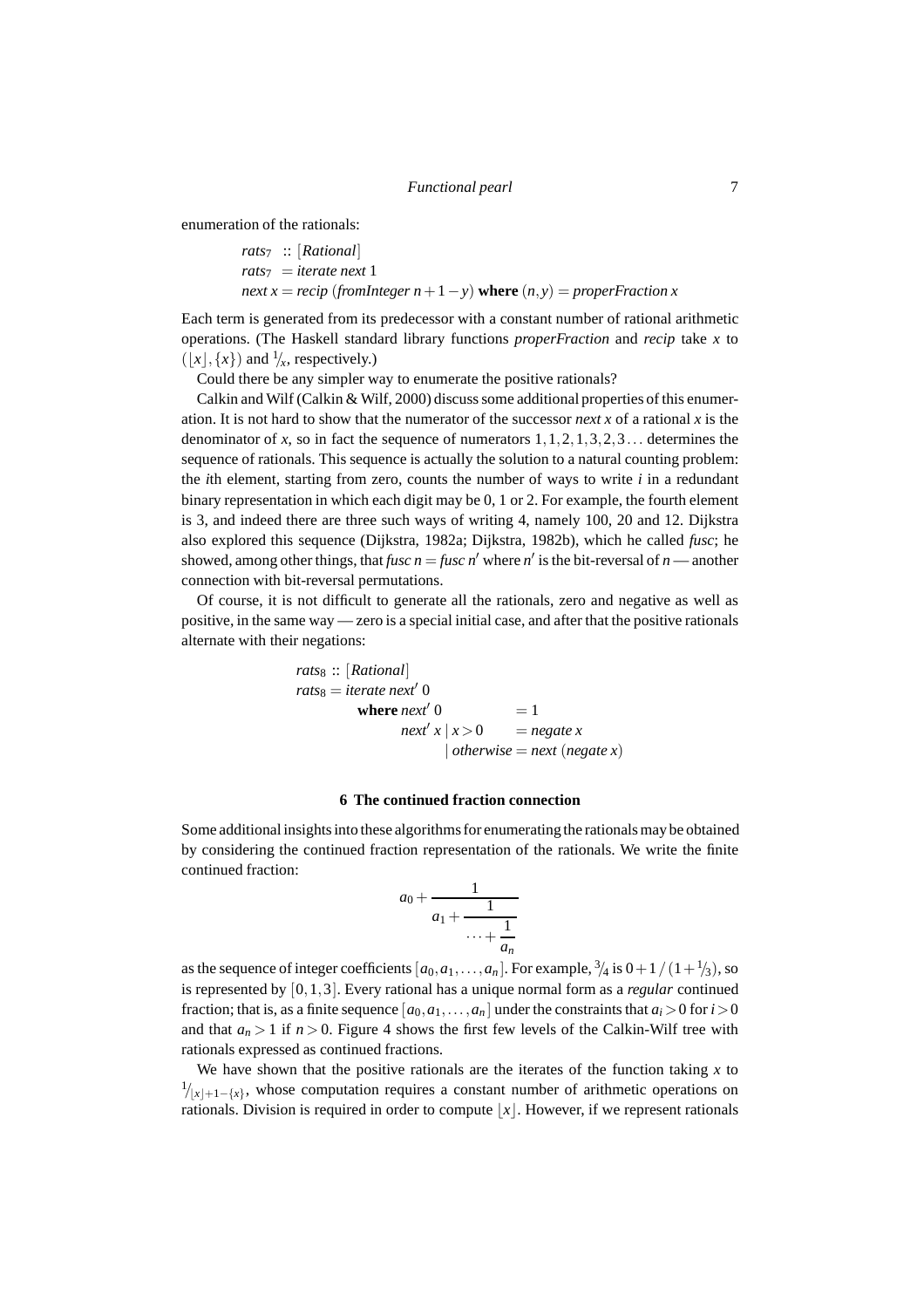enumeration of the rationals:

```
rats7 :: [Rational]
rats7 = iterate next 1
next x = recip (fromInteger n + 1 − y) where (n, y) = properFraction x
```

Each term is generated from its predecessor with a constant number of rational arithmetic operations. (The Haskell standard library functions *properFraction* and *recip* take $x$ to $(\lfloor x \rfloor, \{x\})$ and $1/x$, respectively.)

Could there be any simpler way to enumerate the positive rationals?

Calkin and Wilf (Calkin & Wilf, 2000) discuss some additional properties of this enumeration. It is not hard to show that the numerator of the successor *next* $x$ of a rational $x$ is the denominator of $x$, so in fact the sequence of numerators $1,1,2,1,3,2,3\ldots$ determines the sequence of rationals. This sequence is actually the solution to a natural counting problem: the $i$th element, starting from zero, counts the number of ways to write $i$ in a redundant binary representation in which each digit may be 0, 1 or 2. For example, the fourth element is 3, and indeed there are three such ways of writing 4, namely 100, 20 and 12. Dijkstra also explored this sequence (Dijkstra, 1982a; Dijkstra, 1982b), which he called *fusc*; he showed, among other things, that *fusc* $n =$ *fusc* $n'$ where $n'$ is the bit-reversal of $n$ — another connection with bit-reversal permutations.

Of course, it is not difficult to generate all the rationals, zero and negative as well as positive, in the same way — zero is a special initial case, and after that the positive rationals alternate with their negations:

```
rats8 :: [Rational]
rats8 = iterate next' 0
        where next' 0          = 1
              next' x | x > 0   = negate x
                      | otherwise = next (negate x)
```

## 6 The continued fraction connection

Some additional insights into these algorithms for enumerating the rationals may be obtained by considering the continued fraction representation of the rationals. We write the finite continued fraction:

$$a_0 + \cfrac{1}{a_1 + \cfrac{1}{\cdots + \cfrac{1}{a_n}}}$$

as the sequence of integer coefficients $[a_0, a_1, \ldots, a_n]$. For example, $3/4$ is $0 + 1 / (1 + 1/3)$, so is represented by $[0, 1, 3]$. Every rational has a unique normal form as a *regular* continued fraction; that is, as a finite sequence $[a_0, a_1, \ldots, a_n]$ under the constraints that $a_i > 0$ for $i > 0$ and that $a_n > 1$ if $n > 0$. Figure 4 shows the first few levels of the Calkin-Wilf tree with rationals expressed as continued fractions.

We have shown that the positive rationals are the iterates of the function taking $x$ to $1/_{\lfloor x \rfloor + 1 - \{x\}}$, whose computation requires a constant number of arithmetic operations on rationals. Division is required in order to compute $\lfloor x \rfloor$. However, if we represent rationals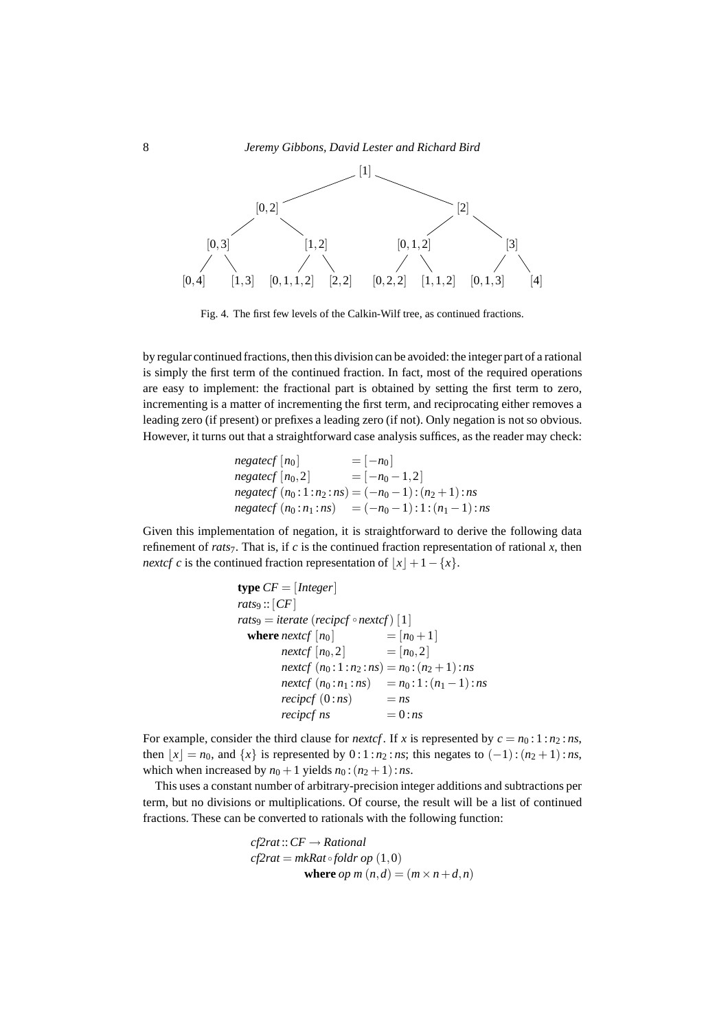```
                              [1]
              [0,2]                           [2]
        [0,3]        [1,2]           [0,1,2]         [3]
     [0,4]  [1,3] [0,1,1,2] [2,2] [0,2,2] [1,1,2] [0,1,3] [4]
```

Fig. 4. The first few levels of the Calkin-Wilf tree, as continued fractions.

by regular continued fractions, then this division can be avoided: the integer part of a rational is simply the first term of the continued fraction. In fact, most of the required operations are easy to implement: the fractional part is obtained by setting the first term to zero, incrementing is a matter of incrementing the first term, and reciprocating either removes a leading zero (if present) or prefixes a leading zero (if not). Only negation is not so obvious. However, it turns out that a straightforward case analysis suffices, as the reader may check:

```
negatecf [n0]               = [-n0]
negatecf [n0, 2]            = [-n0 - 1, 2]
negatecf (n0 : 1 : n2 : ns) = (-n0 - 1) : (n2 + 1) : ns
negatecf (n0 : n1 : ns)     = (-n0 - 1) : 1 : (n1 - 1) : ns
```

Given this implementation of negation, it is straightforward to derive the following data refinement of $rats_7$. That is, if $c$ is the continued fraction representation of rational $x$, then *nextcf* $c$ is the continued fraction representation of $\lfloor x \rfloor + 1 - \{x\}$.

```
type CF = [Integer]
rats9 :: [CF]
rats9 = iterate (recipcf ∘ nextcf) [1]
  where nextcf [n0]               = [n0 + 1]
        nextcf [n0, 2]            = [n0, 2]
        nextcf (n0 : 1 : n2 : ns) = n0 : (n2 + 1) : ns
        nextcf (n0 : n1 : ns)     = n0 : 1 : (n1 - 1) : ns
        recipcf (0 : ns)          = ns
        recipcf ns                = 0 : ns
```

For example, consider the third clause for *nextcf*. If $x$ is represented by $c = n_0 : 1 : n_2 : ns$, then $\lfloor x \rfloor = n_0$, and $\{x\}$ is represented by $0 : 1 : n_2 : ns$; this negates to $(-1) : (n_2 + 1) : ns$, which when increased by $n_0 + 1$ yields $n_0 : (n_2 + 1) : ns$.

This uses a constant number of arbitrary-precision integer additions and subtractions per term, but no divisions or multiplications. Of course, the result will be a list of continued fractions. These can be converted to rationals with the following function:

```
cf2rat :: CF → Rational
cf2rat = mkRat ∘ foldr op (1, 0)
         where op m (n, d) = (m × n + d, n)
```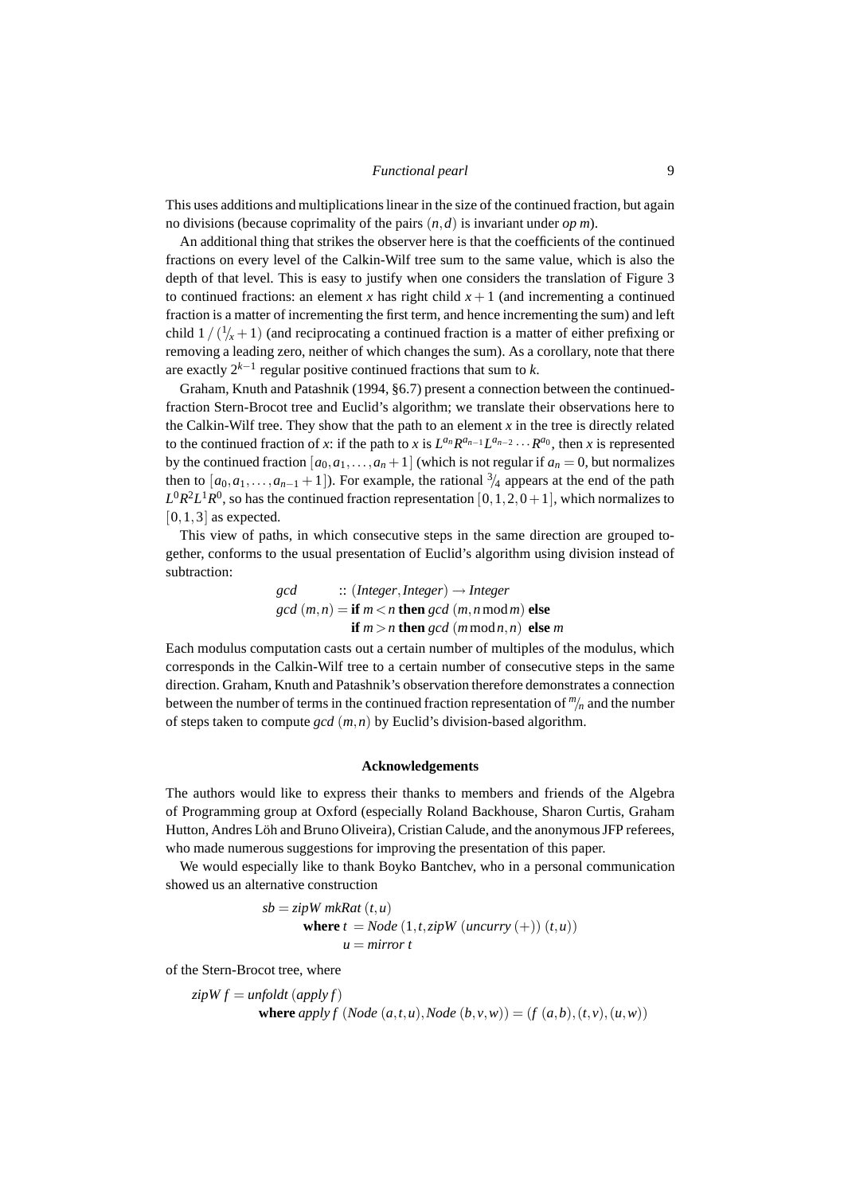This uses additions and multiplications linear in the size of the continued fraction, but again no divisions (because coprimality of the pairs $(n,d)$ is invariant under *op m*).

An additional thing that strikes the observer here is that the coefficients of the continued fractions on every level of the Calkin-Wilf tree sum to the same value, which is also the depth of that level. This is easy to justify when one considers the translation of Figure 3 to continued fractions: an element $x$ has right child $x+1$ (and incrementing a continued fraction is a matter of incrementing the first term, and hence incrementing the sum) and left child $1\,/\,({}^{1}\!/_{x}+1)$ (and reciprocating a continued fraction is a matter of either prefixing or removing a leading zero, neither of which changes the sum). As a corollary, note that there are exactly $2^{k-1}$ regular positive continued fractions that sum to $k$.

Graham, Knuth and Patashnik (1994, §6.7) present a connection between the continued-fraction Stern-Brocot tree and Euclid's algorithm; we translate their observations here to the Calkin-Wilf tree. They show that the path to an element $x$ in the tree is directly related to the continued fraction of $x$: if the path to $x$ is $L^{a_n}R^{a_{n-1}}L^{a_{n-2}}\cdots R^{a_0}$, then $x$ is represented by the continued fraction $[a_0, a_1, \ldots, a_n+1]$ (which is not regular if $a_n = 0$, but normalizes then to $[a_0, a_1, \ldots, a_{n-1}+1]$). For example, the rational ${}^{3}\!/_{4}$ appears at the end of the path $L^0R^2L^1R^0$, so has the continued fraction representation $[0,1,2,0+1]$, which normalizes to $[0,1,3]$ as expected.

This view of paths, in which consecutive steps in the same direction are grouped together, conforms to the usual presentation of Euclid's algorithm using division instead of subtraction:

```
gcd         :: (Integer, Integer) → Integer
gcd (m,n) = if m < n then gcd (m, n mod m) else
            if m > n then gcd (m mod n, n)  else m
```

Each modulus computation casts out a certain number of multiples of the modulus, which corresponds in the Calkin-Wilf tree to a certain number of consecutive steps in the same direction. Graham, Knuth and Patashnik's observation therefore demonstrates a connection between the number of terms in the continued fraction representation of ${}^{m}\!/_{n}$ and the number of steps taken to compute *gcd* $(m,n)$ by Euclid's division-based algorithm.

### Acknowledgements

The authors would like to express their thanks to members and friends of the Algebra of Programming group at Oxford (especially Roland Backhouse, Sharon Curtis, Graham Hutton, Andres Löh and Bruno Oliveira), Cristian Calude, and the anonymous JFP referees, who made numerous suggestions for improving the presentation of this paper.

We would especially like to thank Boyko Bantchev, who in a personal communication showed us an alternative construction

```
sb = zipW mkRat (t,u)
     where t = Node (1, t, zipW (uncurry (+)) (t,u))
           u = mirror t
```

of the Stern-Brocot tree, where

```
zipW f = unfoldt (apply f)
         where apply f (Node (a,t,u), Node (b,v,w)) = (f (a,b), (t,v), (u,w))
```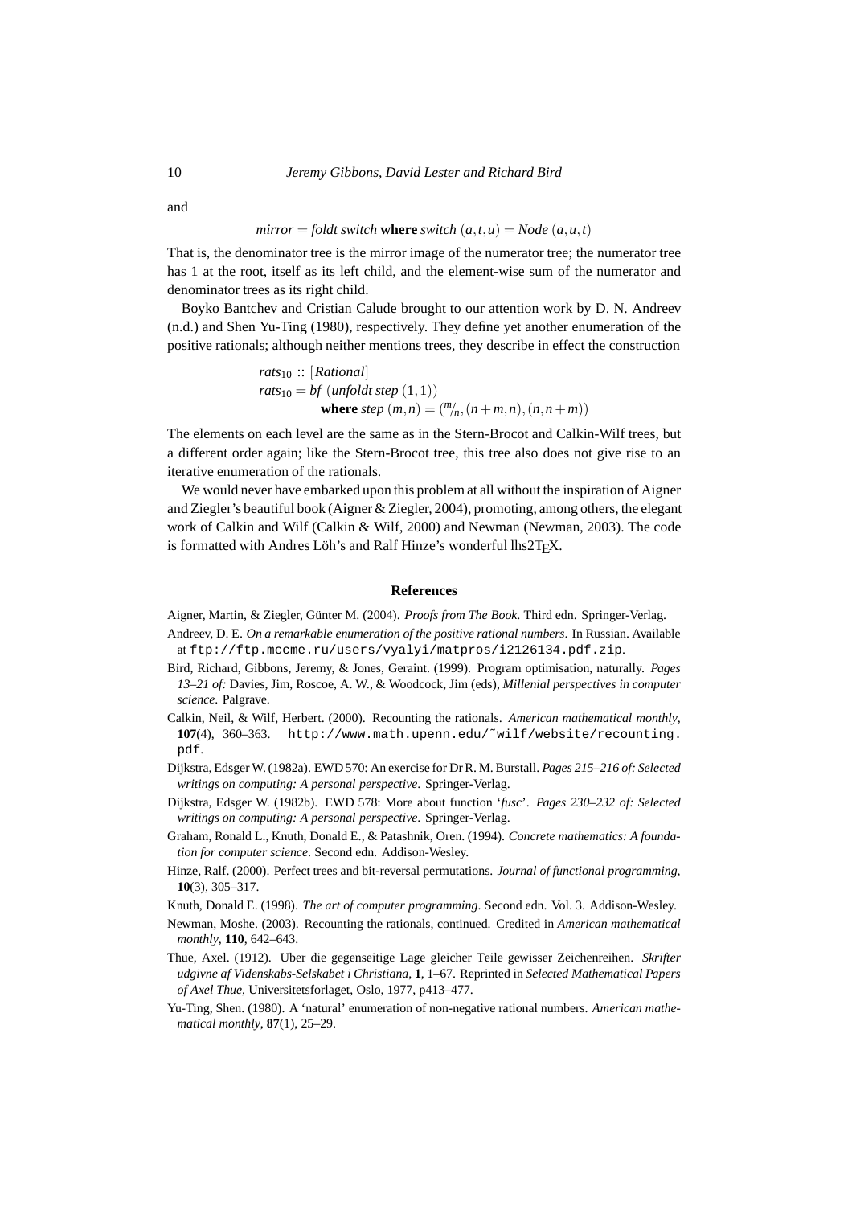and

$$mirror = foldt\ switch\ \textbf{where}\ switch\ (a,t,u) = Node\ (a,u,t)$$

That is, the denominator tree is the mirror image of the numerator tree; the numerator tree has 1 at the root, itself as its left child, and the element-wise sum of the numerator and denominator trees as its right child.

Boyko Bantchev and Cristian Calude brought to our attention work by D. N. Andreev (n.d.) and Shen Yu-Ting (1980), respectively. They define yet another enumeration of the positive rationals; although neither mentions trees, they describe in effect the construction

$$
\begin{aligned}
&rats_{10} :: [Rational] \\
&rats_{10} = bf\ (unfoldt\ step\ (1,1)) \\
&\qquad \textbf{where}\ step\ (m,n) = ({}^{m}/_{n}, (n+m,n), (n,n+m))
\end{aligned}
$$

The elements on each level are the same as in the Stern-Brocot and Calkin-Wilf trees, but a different order again; like the Stern-Brocot tree, this tree also does not give rise to an iterative enumeration of the rationals.

We would never have embarked upon this problem at all without the inspiration of Aigner and Ziegler's beautiful book (Aigner & Ziegler, 2004), promoting, among others, the elegant work of Calkin and Wilf (Calkin & Wilf, 2000) and Newman (Newman, 2003). The code is formatted with Andres Löh's and Ralf Hinze's wonderful lhs2TEX.

## References

Aigner, Martin, & Ziegler, Günter M. (2004). *Proofs from The Book*. Third edn. Springer-Verlag.

Andreev, D. E. *On a remarkable enumeration of the positive rational numbers*. In Russian. Available at `ftp://ftp.mccme.ru/users/vyalyi/matpros/i2126134.pdf.zip`.

Bird, Richard, Gibbons, Jeremy, & Jones, Geraint. (1999). Program optimisation, naturally. *Pages 13–21 of:* Davies, Jim, Roscoe, A. W., & Woodcock, Jim (eds), *Millenial perspectives in computer science*. Palgrave.

Calkin, Neil, & Wilf, Herbert. (2000). Recounting the rationals. *American mathematical monthly*, **107**(4), 360–363. `http://www.math.upenn.edu/~wilf/website/recounting.pdf`.

Dijkstra, Edsger W. (1982a). EWD 570: An exercise for Dr R. M. Burstall. *Pages 215–216 of: Selected writings on computing: A personal perspective*. Springer-Verlag.

Dijkstra, Edsger W. (1982b). EWD 578: More about function '*fusc*'. *Pages 230–232 of: Selected writings on computing: A personal perspective*. Springer-Verlag.

Graham, Ronald L., Knuth, Donald E., & Patashnik, Oren. (1994). *Concrete mathematics: A foundation for computer science*. Second edn. Addison-Wesley.

Hinze, Ralf. (2000). Perfect trees and bit-reversal permutations. *Journal of functional programming*, **10**(3), 305–317.

Knuth, Donald E. (1998). *The art of computer programming*. Second edn. Vol. 3. Addison-Wesley.

Newman, Moshe. (2003). Recounting the rationals, continued. Credited in *American mathematical monthly*, **110**, 642–643.

Thue, Axel. (1912). Uber die gegenseitige Lage gleicher Teile gewisser Zeichenreihen. *Skrifter udgivne af Videnskabs-Selskabet i Christiana*, **1**, 1–67. Reprinted in *Selected Mathematical Papers of Axel Thue*, Universitetsforlaget, Oslo, 1977, p413–477.

Yu-Ting, Shen. (1980). A 'natural' enumeration of non-negative rational numbers. *American mathematical monthly*, **87**(1), 25–29.